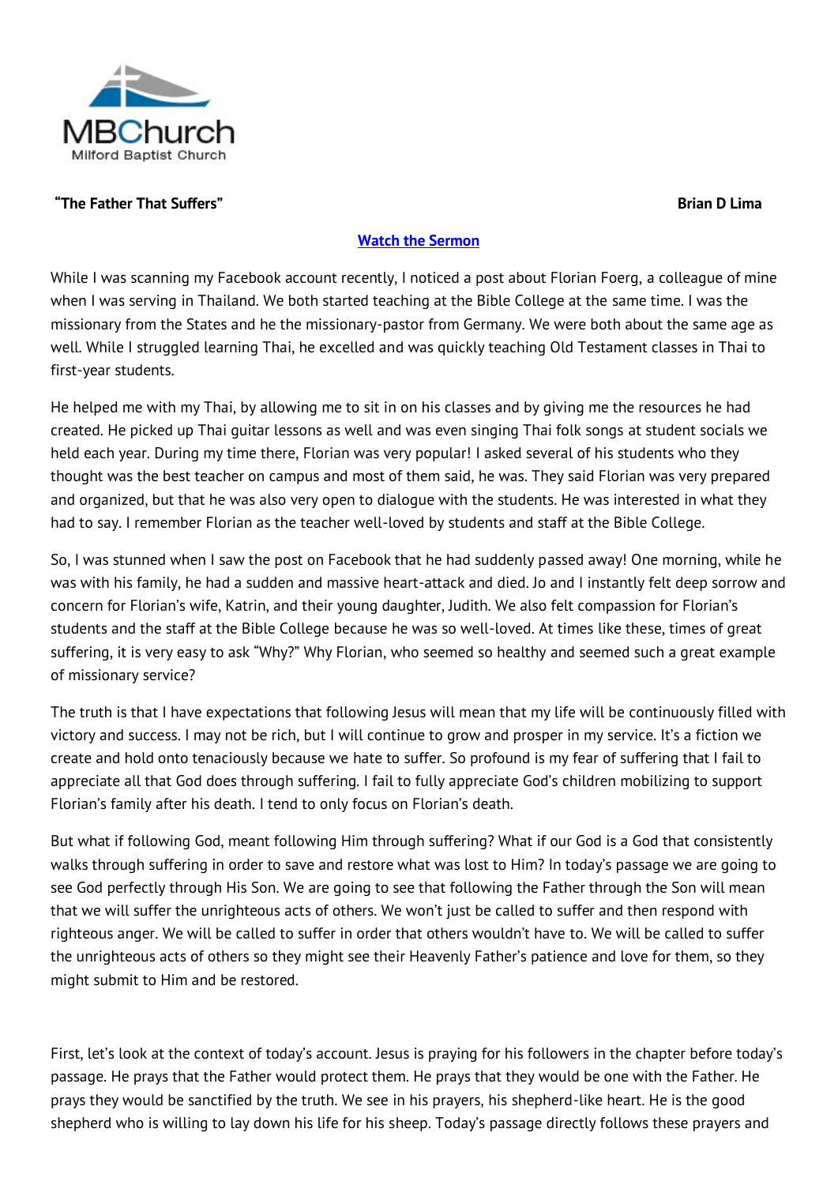MBChurch
Milford Baptist Church

**"The Father That Suffers"** **Brian D Lima**

[Watch the Sermon]

While I was scanning my Facebook account recently, I noticed a post about Florian Foerg, a colleague of mine when I was serving in Thailand. We both started teaching at the Bible College at the same time. I was the missionary from the States and he the missionary-pastor from Germany. We were both about the same age as well. While I struggled learning Thai, he excelled and was quickly teaching Old Testament classes in Thai to first-year students.

He helped me with my Thai, by allowing me to sit in on his classes and by giving me the resources he had created. He picked up Thai guitar lessons as well and was even singing Thai folk songs at student socials we held each year. During my time there, Florian was very popular! I asked several of his students who they thought was the best teacher on campus and most of them said, he was. They said Florian was very prepared and organized, but that he was also very open to dialogue with the students. He was interested in what they had to say. I remember Florian as the teacher well-loved by students and staff at the Bible College.

So, I was stunned when I saw the post on Facebook that he had suddenly passed away! One morning, while he was with his family, he had a sudden and massive heart-attack and died. Jo and I instantly felt deep sorrow and concern for Florian's wife, Katrin, and their young daughter, Judith. We also felt compassion for Florian's students and the staff at the Bible College because he was so well-loved. At times like these, times of great suffering, it is very easy to ask "Why?" Why Florian, who seemed so healthy and seemed such a great example of missionary service?

The truth is that I have expectations that following Jesus will mean that my life will be continuously filled with victory and success. I may not be rich, but I will continue to grow and prosper in my service. It's a fiction we create and hold onto tenaciously because we hate to suffer. So profound is my fear of suffering that I fail to appreciate all that God does through suffering. I fail to fully appreciate God's children mobilizing to support Florian's family after his death. I tend to only focus on Florian's death.

But what if following God, meant following Him through suffering? What if our God is a God that consistently walks through suffering in order to save and restore what was lost to Him? In today's passage we are going to see God perfectly through His Son. We are going to see that following the Father through the Son will mean that we will suffer the unrighteous acts of others. We won't just be called to suffer and then respond with righteous anger. We will be called to suffer in order that others wouldn't have to. We will be called to suffer the unrighteous acts of others so they might see their Heavenly Father's patience and love for them, so they might submit to Him and be restored.

First, let's look at the context of today's account. Jesus is praying for his followers in the chapter before today's passage. He prays that the Father would protect them. He prays that they would be one with the Father. He prays they would be sanctified by the truth. We see in his prayers, his shepherd-like heart. He is the good shepherd who is willing to lay down his life for his sheep. Today's passage directly follows these prayers and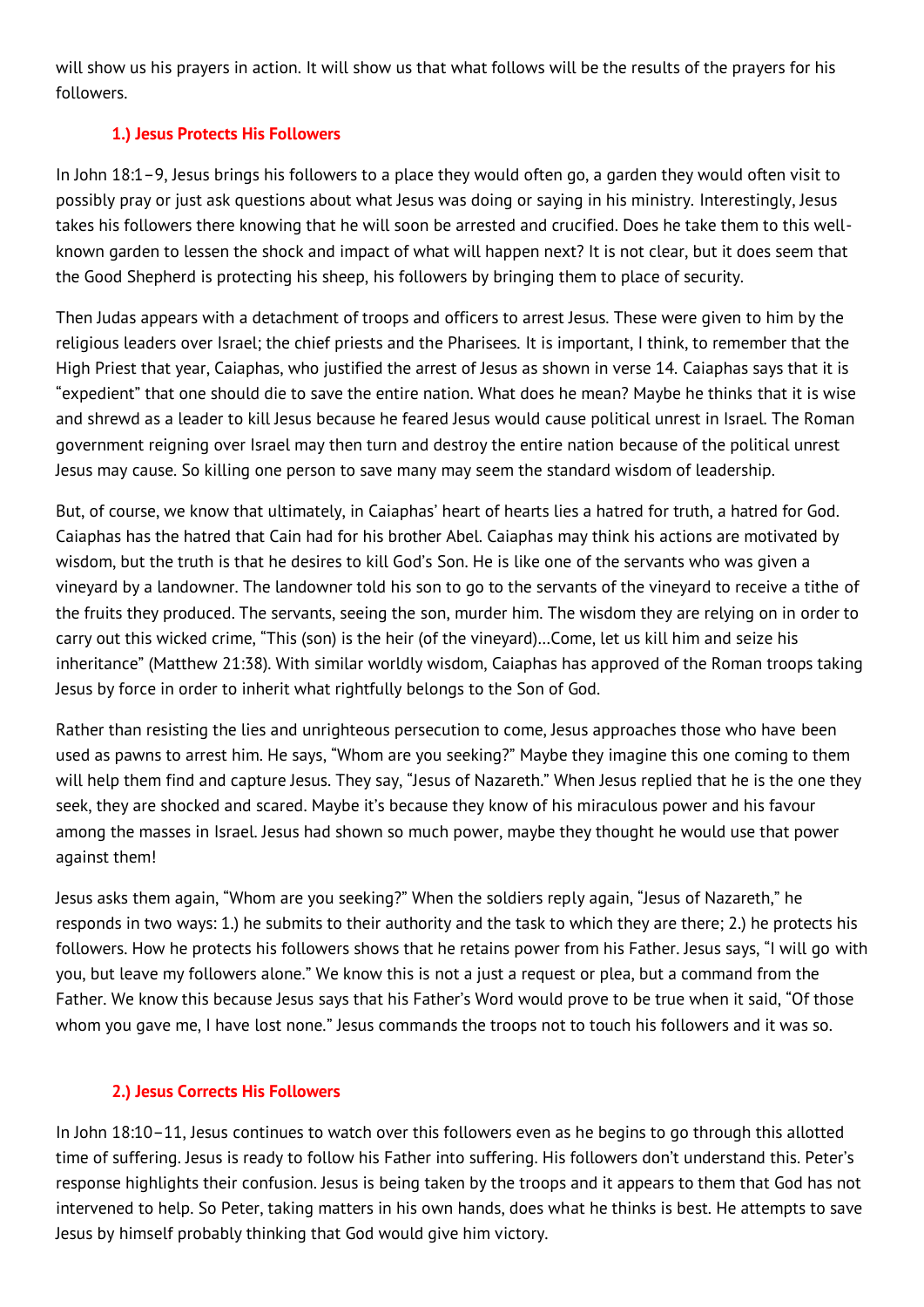will show us his prayers in action. It will show us that what follows will be the results of the prayers for his followers.

### 1.) Jesus Protects His Followers

In John 18:1–9, Jesus brings his followers to a place they would often go, a garden they would often visit to possibly pray or just ask questions about what Jesus was doing or saying in his ministry. Interestingly, Jesus takes his followers there knowing that he will soon be arrested and crucified. Does he take them to this well-known garden to lessen the shock and impact of what will happen next? It is not clear, but it does seem that the Good Shepherd is protecting his sheep, his followers by bringing them to place of security.

Then Judas appears with a detachment of troops and officers to arrest Jesus. These were given to him by the religious leaders over Israel; the chief priests and the Pharisees. It is important, I think, to remember that the High Priest that year, Caiaphas, who justified the arrest of Jesus as shown in verse 14. Caiaphas says that it is "expedient" that one should die to save the entire nation. What does he mean? Maybe he thinks that it is wise and shrewd as a leader to kill Jesus because he feared Jesus would cause political unrest in Israel. The Roman government reigning over Israel may then turn and destroy the entire nation because of the political unrest Jesus may cause. So killing one person to save many may seem the standard wisdom of leadership.

But, of course, we know that ultimately, in Caiaphas' heart of hearts lies a hatred for truth, a hatred for God. Caiaphas has the hatred that Cain had for his brother Abel. Caiaphas may think his actions are motivated by wisdom, but the truth is that he desires to kill God's Son. He is like one of the servants who was given a vineyard by a landowner. The landowner told his son to go to the servants of the vineyard to receive a tithe of the fruits they produced. The servants, seeing the son, murder him. The wisdom they are relying on in order to carry out this wicked crime, "This (son) is the heir (of the vineyard)…Come, let us kill him and seize his inheritance" (Matthew 21:38). With similar worldly wisdom, Caiaphas has approved of the Roman troops taking Jesus by force in order to inherit what rightfully belongs to the Son of God.

Rather than resisting the lies and unrighteous persecution to come, Jesus approaches those who have been used as pawns to arrest him. He says, "Whom are you seeking?" Maybe they imagine this one coming to them will help them find and capture Jesus. They say, "Jesus of Nazareth." When Jesus replied that he is the one they seek, they are shocked and scared. Maybe it's because they know of his miraculous power and his favour among the masses in Israel. Jesus had shown so much power, maybe they thought he would use that power against them!

Jesus asks them again, "Whom are you seeking?" When the soldiers reply again, "Jesus of Nazareth," he responds in two ways: 1.) he submits to their authority and the task to which they are there; 2.) he protects his followers. How he protects his followers shows that he retains power from his Father. Jesus says, "I will go with you, but leave my followers alone." We know this is not a just a request or plea, but a command from the Father. We know this because Jesus says that his Father's Word would prove to be true when it said, "Of those whom you gave me, I have lost none." Jesus commands the troops not to touch his followers and it was so.

### 2.) Jesus Corrects His Followers

In John 18:10–11, Jesus continues to watch over this followers even as he begins to go through this allotted time of suffering. Jesus is ready to follow his Father into suffering. His followers don't understand this. Peter's response highlights their confusion. Jesus is being taken by the troops and it appears to them that God has not intervened to help. So Peter, taking matters in his own hands, does what he thinks is best. He attempts to save Jesus by himself probably thinking that God would give him victory.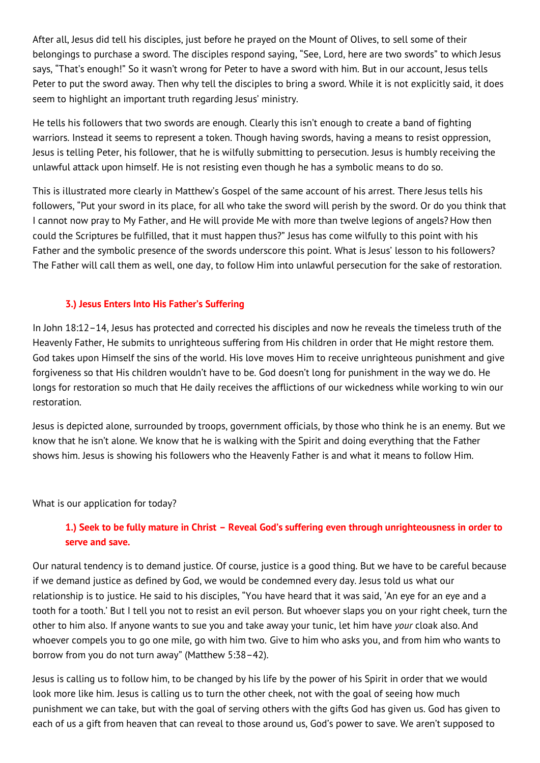After all, Jesus did tell his disciples, just before he prayed on the Mount of Olives, to sell some of their belongings to purchase a sword. The disciples respond saying, "See, Lord, here are two swords" to which Jesus says, "That's enough!" So it wasn't wrong for Peter to have a sword with him. But in our account, Jesus tells Peter to put the sword away. Then why tell the disciples to bring a sword. While it is not explicitly said, it does seem to highlight an important truth regarding Jesus' ministry.

He tells his followers that two swords are enough. Clearly this isn't enough to create a band of fighting warriors. Instead it seems to represent a token. Though having swords, having a means to resist oppression, Jesus is telling Peter, his follower, that he is wilfully submitting to persecution. Jesus is humbly receiving the unlawful attack upon himself. He is not resisting even though he has a symbolic means to do so.

This is illustrated more clearly in Matthew's Gospel of the same account of his arrest. There Jesus tells his followers, "Put your sword in its place, for all who take the sword will perish by the sword. Or do you think that I cannot now pray to My Father, and He will provide Me with more than twelve legions of angels? How then could the Scriptures be fulfilled, that it must happen thus?" Jesus has come wilfully to this point with his Father and the symbolic presence of the swords underscore this point. What is Jesus' lesson to his followers? The Father will call them as well, one day, to follow Him into unlawful persecution for the sake of restoration.

### 3.) Jesus Enters Into His Father's Suffering

In John 18:12–14, Jesus has protected and corrected his disciples and now he reveals the timeless truth of the Heavenly Father, He submits to unrighteous suffering from His children in order that He might restore them. God takes upon Himself the sins of the world. His love moves Him to receive unrighteous punishment and give forgiveness so that His children wouldn't have to be. God doesn't long for punishment in the way we do. He longs for restoration so much that He daily receives the afflictions of our wickedness while working to win our restoration.

Jesus is depicted alone, surrounded by troops, government officials, by those who think he is an enemy. But we know that he isn't alone. We know that he is walking with the Spirit and doing everything that the Father shows him. Jesus is showing his followers who the Heavenly Father is and what it means to follow Him.

What is our application for today?

### 1.) Seek to be fully mature in Christ – Reveal God's suffering even through unrighteousness in order to serve and save.

Our natural tendency is to demand justice. Of course, justice is a good thing. But we have to be careful because if we demand justice as defined by God, we would be condemned every day. Jesus told us what our relationship is to justice. He said to his disciples, "You have heard that it was said, 'An eye for an eye and a tooth for a tooth.' But I tell you not to resist an evil person. But whoever slaps you on your right cheek, turn the other to him also. If anyone wants to sue you and take away your tunic, let him have *your* cloak also. And whoever compels you to go one mile, go with him two. Give to him who asks you, and from him who wants to borrow from you do not turn away" (Matthew 5:38–42).

Jesus is calling us to follow him, to be changed by his life by the power of his Spirit in order that we would look more like him. Jesus is calling us to turn the other cheek, not with the goal of seeing how much punishment we can take, but with the goal of serving others with the gifts God has given us. God has given to each of us a gift from heaven that can reveal to those around us, God's power to save. We aren't supposed to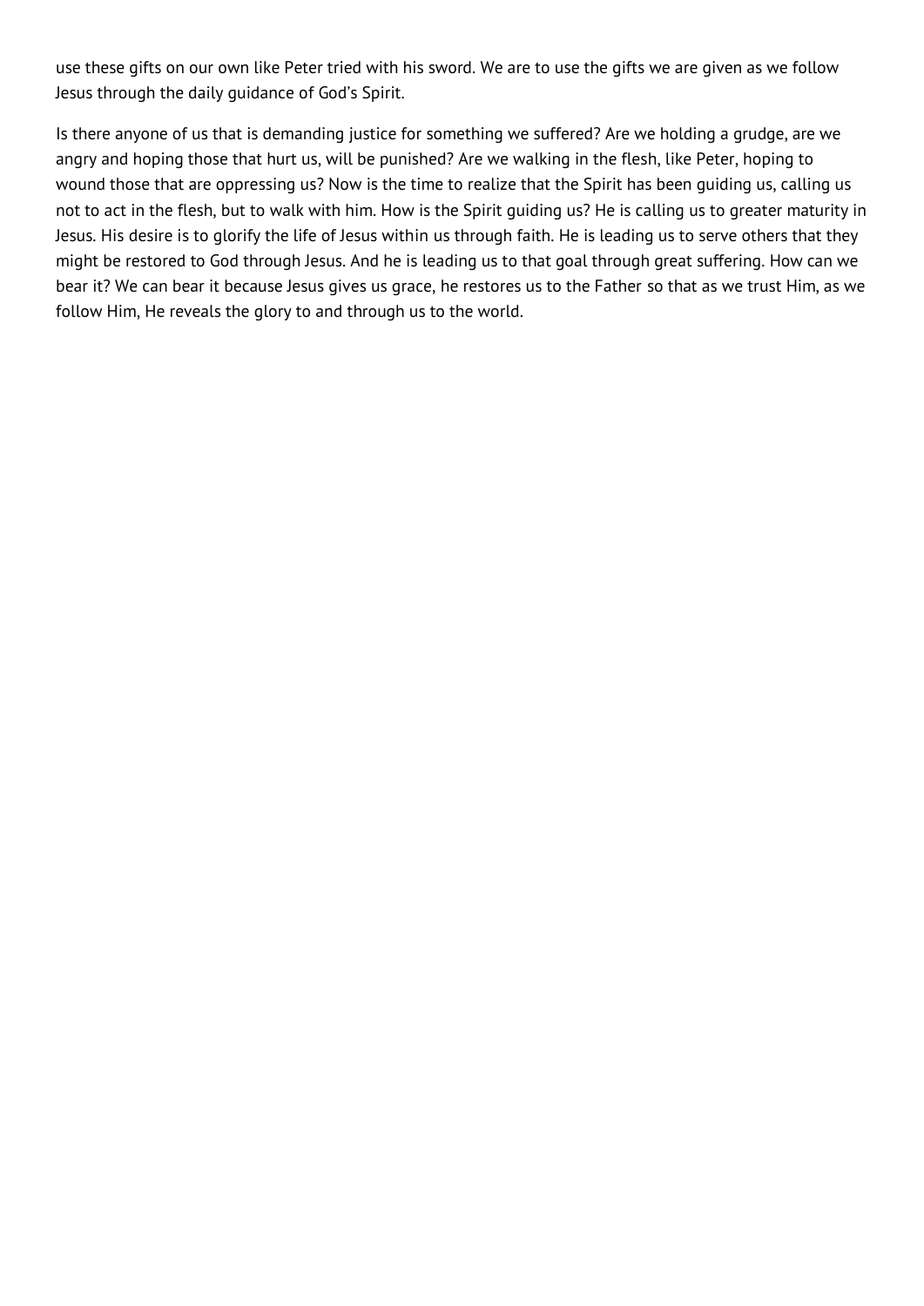use these gifts on our own like Peter tried with his sword. We are to use the gifts we are given as we follow Jesus through the daily guidance of God's Spirit.

Is there anyone of us that is demanding justice for something we suffered? Are we holding a grudge, are we angry and hoping those that hurt us, will be punished? Are we walking in the flesh, like Peter, hoping to wound those that are oppressing us? Now is the time to realize that the Spirit has been guiding us, calling us not to act in the flesh, but to walk with him. How is the Spirit guiding us? He is calling us to greater maturity in Jesus. His desire is to glorify the life of Jesus within us through faith. He is leading us to serve others that they might be restored to God through Jesus. And he is leading us to that goal through great suffering. How can we bear it? We can bear it because Jesus gives us grace, he restores us to the Father so that as we trust Him, as we follow Him, He reveals the glory to and through us to the world.